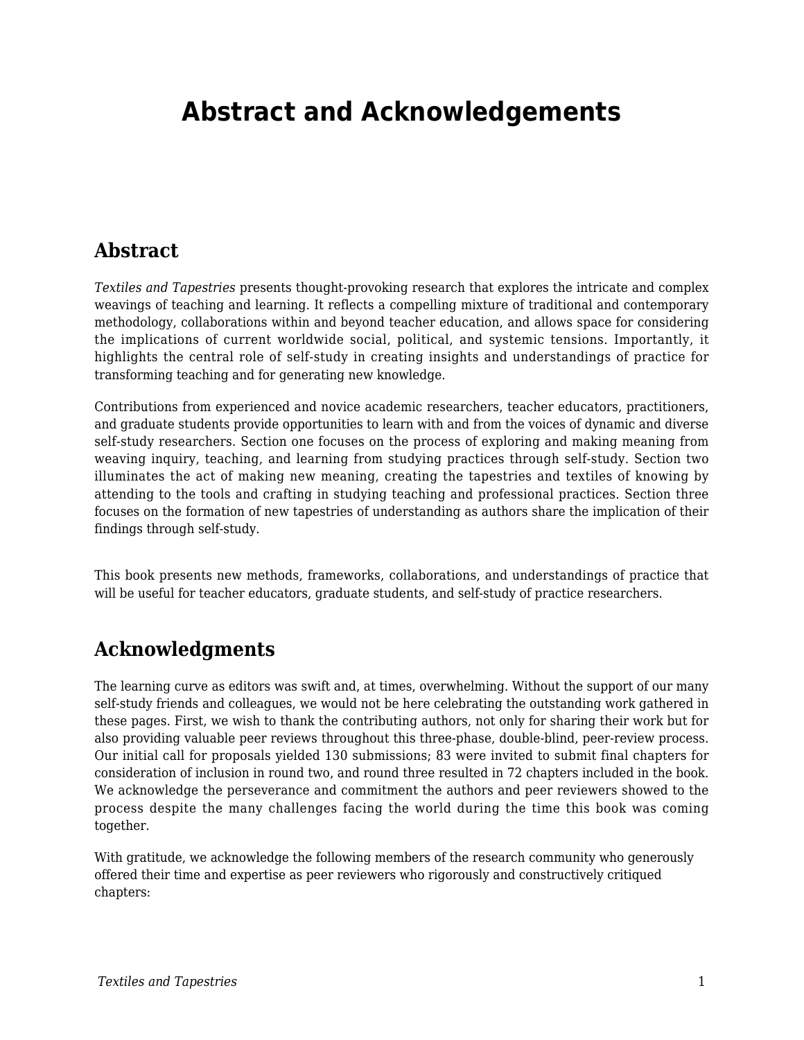# Abstract and Acknowledgements

## Abstract

*Textiles and Tapestries* presents thought-provoking research that explores the intricate and complex weavings of teaching and learning. It reflects a compelling mixture of traditional and contemporary methodology, collaborations within and beyond teacher education, and allows space for considering the implications of current worldwide social, political, and systemic tensions. Importantly, it highlights the central role of self-study in creating insights and understandings of practice for transforming teaching and for generating new knowledge.

Contributions from experienced and novice academic researchers, teacher educators, practitioners, and graduate students provide opportunities to learn with and from the voices of dynamic and diverse self-study researchers. Section one focuses on the process of exploring and making meaning from weaving inquiry, teaching, and learning from studying practices through self-study. Section two illuminates the act of making new meaning, creating the tapestries and textiles of knowing by attending to the tools and crafting in studying teaching and professional practices. Section three focuses on the formation of new tapestries of understanding as authors share the implication of their findings through self-study.

This book presents new methods, frameworks, collaborations, and understandings of practice that will be useful for teacher educators, graduate students, and self-study of practice researchers.

## Acknowledgments

The learning curve as editors was swift and, at times, overwhelming. Without the support of our many self-study friends and colleagues, we would not be here celebrating the outstanding work gathered in these pages. First, we wish to thank the contributing authors, not only for sharing their work but for also providing valuable peer reviews throughout this three-phase, double-blind, peer-review process. Our initial call for proposals yielded 130 submissions; 83 were invited to submit final chapters for consideration of inclusion in round two, and round three resulted in 72 chapters included in the book. We acknowledge the perseverance and commitment the authors and peer reviewers showed to the process despite the many challenges facing the world during the time this book was coming together.

With gratitude, we acknowledge the following members of the research community who generously offered their time and expertise as peer reviewers who rigorously and constructively critiqued chapters: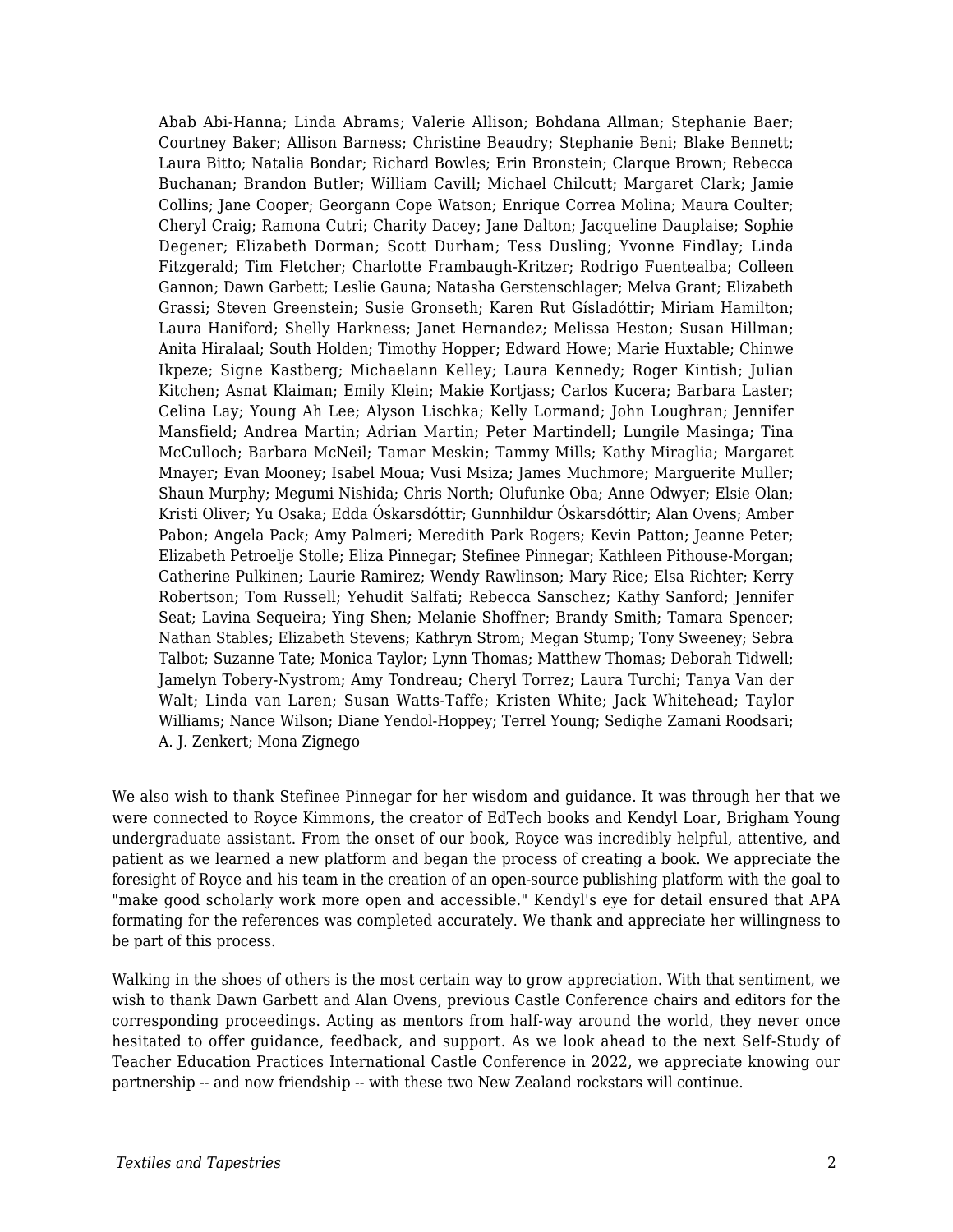Abab Abi-Hanna; Linda Abrams; Valerie Allison; Bohdana Allman; Stephanie Baer; Courtney Baker; Allison Barness; Christine Beaudry; Stephanie Beni; Blake Bennett; Laura Bitto; Natalia Bondar; Richard Bowles; Erin Bronstein; Clarque Brown; Rebecca Buchanan; Brandon Butler; William Cavill; Michael Chilcutt; Margaret Clark; Jamie Collins; Jane Cooper; Georgann Cope Watson; Enrique Correa Molina; Maura Coulter; Cheryl Craig; Ramona Cutri; Charity Dacey; Jane Dalton; Jacqueline Dauplaise; Sophie Degener; Elizabeth Dorman; Scott Durham; Tess Dusling; Yvonne Findlay; Linda Fitzgerald; Tim Fletcher; Charlotte Frambaugh-Kritzer; Rodrigo Fuentealba; Colleen Gannon; Dawn Garbett; Leslie Gauna; Natasha Gerstenschlager; Melva Grant; Elizabeth Grassi; Steven Greenstein; Susie Gronseth; Karen Rut Gísladóttir; Miriam Hamilton; Laura Haniford; Shelly Harkness; Janet Hernandez; Melissa Heston; Susan Hillman; Anita Hiralaal; South Holden; Timothy Hopper; Edward Howe; Marie Huxtable; Chinwe Ikpeze; Signe Kastberg; Michaelann Kelley; Laura Kennedy; Roger Kintish; Julian Kitchen; Asnat Klaiman; Emily Klein; Makie Kortjass; Carlos Kucera; Barbara Laster; Celina Lay; Young Ah Lee; Alyson Lischka; Kelly Lormand; John Loughran; Jennifer Mansfield; Andrea Martin; Adrian Martin; Peter Martindell; Lungile Masinga; Tina McCulloch; Barbara McNeil; Tamar Meskin; Tammy Mills; Kathy Miraglia; Margaret Mnayer; Evan Mooney; Isabel Moua; Vusi Msiza; James Muchmore; Marguerite Muller; Shaun Murphy; Megumi Nishida; Chris North; Olufunke Oba; Anne Odwyer; Elsie Olan; Kristi Oliver; Yu Osaka; Edda Óskarsdóttir; Gunnhildur Óskarsdóttir; Alan Ovens; Amber Pabon; Angela Pack; Amy Palmeri; Meredith Park Rogers; Kevin Patton; Jeanne Peter; Elizabeth Petroelje Stolle; Eliza Pinnegar; Stefinee Pinnegar; Kathleen Pithouse-Morgan; Catherine Pulkinen; Laurie Ramirez; Wendy Rawlinson; Mary Rice; Elsa Richter; Kerry Robertson; Tom Russell; Yehudit Salfati; Rebecca Sanschez; Kathy Sanford; Jennifer Seat; Lavina Sequeira; Ying Shen; Melanie Shoffner; Brandy Smith; Tamara Spencer; Nathan Stables; Elizabeth Stevens; Kathryn Strom; Megan Stump; Tony Sweeney; Sebra Talbot; Suzanne Tate; Monica Taylor; Lynn Thomas; Matthew Thomas; Deborah Tidwell; Jamelyn Tobery-Nystrom; Amy Tondreau; Cheryl Torrez; Laura Turchi; Tanya Van der Walt; Linda van Laren; Susan Watts-Taffe; Kristen White; Jack Whitehead; Taylor Williams; Nance Wilson; Diane Yendol-Hoppey; Terrel Young; Sedighe Zamani Roodsari; A. J. Zenkert; Mona Zignego

We also wish to thank Stefinee Pinnegar for her wisdom and guidance. It was through her that we were connected to Royce Kimmons, the creator of EdTech books and Kendyl Loar, Brigham Young undergraduate assistant. From the onset of our book, Royce was incredibly helpful, attentive, and patient as we learned a new platform and began the process of creating a book. We appreciate the foresight of Royce and his team in the creation of an open-source publishing platform with the goal to "make good scholarly work more open and accessible." Kendyl's eye for detail ensured that APA formating for the references was completed accurately. We thank and appreciate her willingness to be part of this process.

Walking in the shoes of others is the most certain way to grow appreciation. With that sentiment, we wish to thank Dawn Garbett and Alan Ovens, previous Castle Conference chairs and editors for the corresponding proceedings. Acting as mentors from half-way around the world, they never once hesitated to offer guidance, feedback, and support. As we look ahead to the next Self-Study of Teacher Education Practices International Castle Conference in 2022, we appreciate knowing our partnership -- and now friendship -- with these two New Zealand rockstars will continue.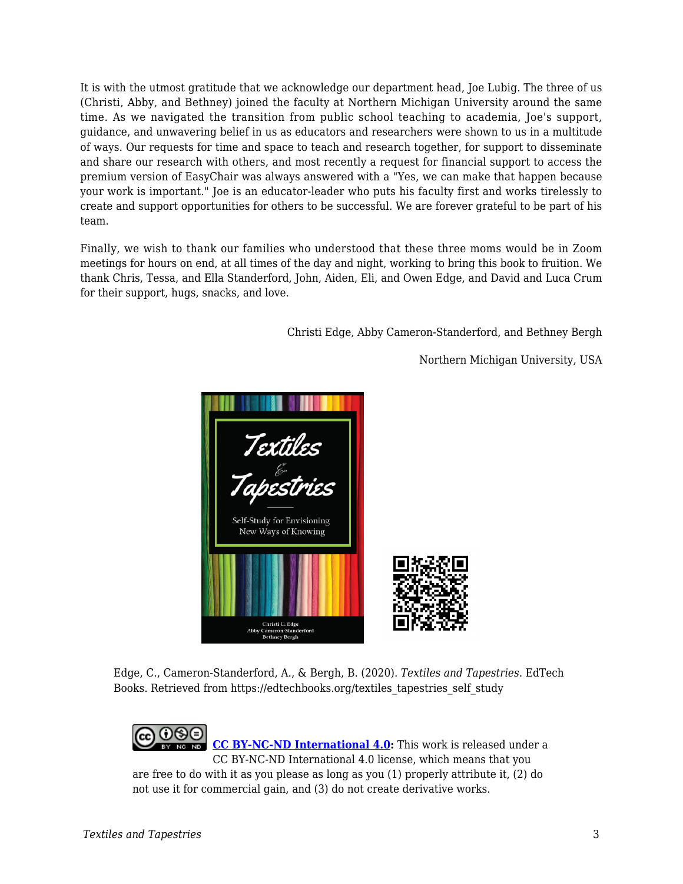It is with the utmost gratitude that we acknowledge our department head, Joe Lubig. The three of us (Christi, Abby, and Bethney) joined the faculty at Northern Michigan University around the same time. As we navigated the transition from public school teaching to academia, Joe's support, guidance, and unwavering belief in us as educators and researchers were shown to us in a multitude of ways. Our requests for time and space to teach and research together, for support to disseminate and share our research with others, and most recently a request for financial support to access the premium version of EasyChair was always answered with a "Yes, we can make that happen because your work is important." Joe is an educator-leader who puts his faculty first and works tirelessly to create and support opportunities for others to be successful. We are forever grateful to be part of his team.

Finally, we wish to thank our families who understood that these three moms would be in Zoom meetings for hours on end, at all times of the day and night, working to bring this book to fruition. We thank Chris, Tessa, and Ella Standerford, John, Aiden, Eli, and Owen Edge, and David and Luca Crum for their support, hugs, snacks, and love.

Christi Edge, Abby Cameron-Standerford, and Bethney Bergh

Northern Michigan University, USA

Edge, C., Cameron-Standerford, A., & Bergh, B. (2020). *Textiles and Tapestries*. EdTech Books. Retrieved from https://edtechbooks.org/textiles_tapestries_self_study

**[CC BY-NC-ND International 4.0](https://creativecommons.org/licenses/by-nc-nd/4.0/):** This work is released under a CC BY-NC-ND International 4.0 license, which means that you are free to do with it as you please as long as you (1) properly attribute it, (2) do not use it for commercial gain, and (3) do not create derivative works.